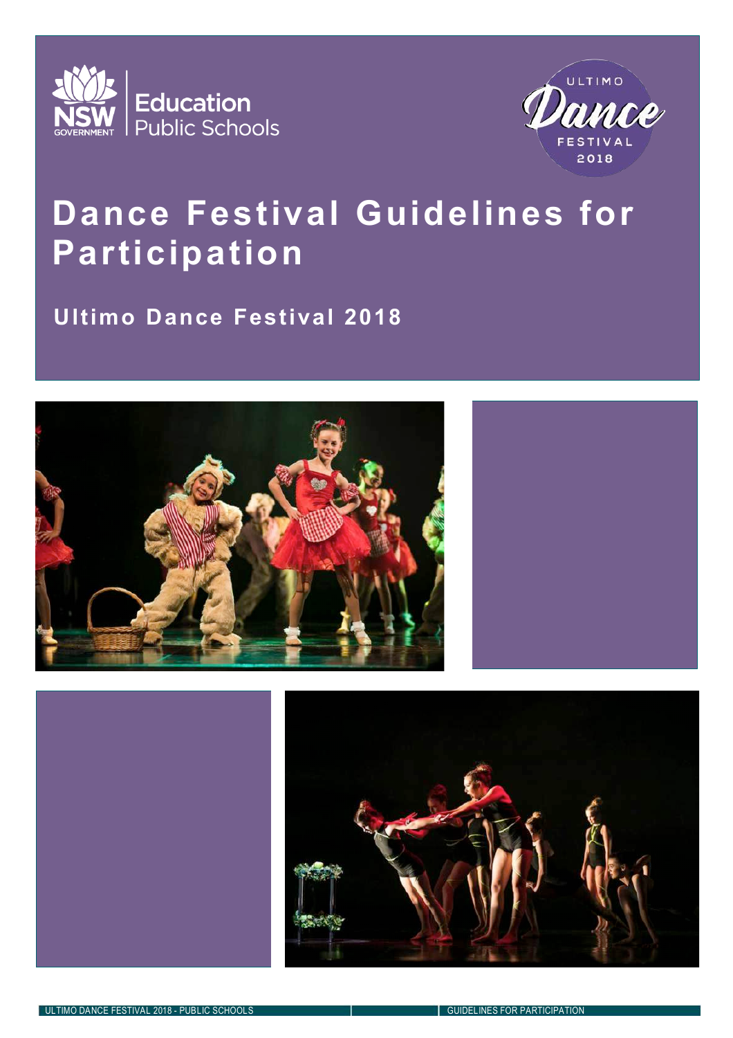# Dance Festival Guidelines for Participation

## Ultimo Dance Festival 2018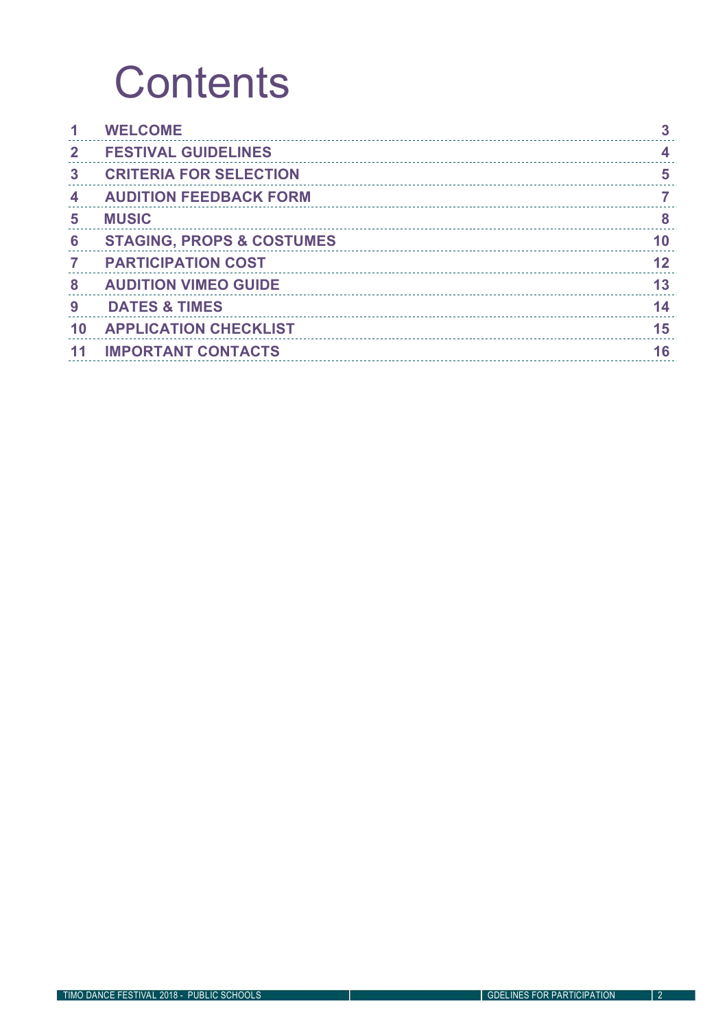# Contents

| | | |
|---|---|---|
| 1 | WELCOME | 3 |
| 2 | FESTIVAL GUIDELINES | 4 |
| 3 | CRITERIA FOR SELECTION | 5 |
| 4 | AUDITION FEEDBACK FORM | 7 |
| 5 | MUSIC | 8 |
| 6 | STAGING, PROPS & COSTUMES | 10 |
| 7 | PARTICIPATION COST | 12 |
| 8 | AUDITION VIMEO GUIDE | 13 |
| 9 | DATES & TIMES | 14 |
| 10 | APPLICATION CHECKLIST | 15 |
| 11 | IMPORTANT CONTACTS | 16 |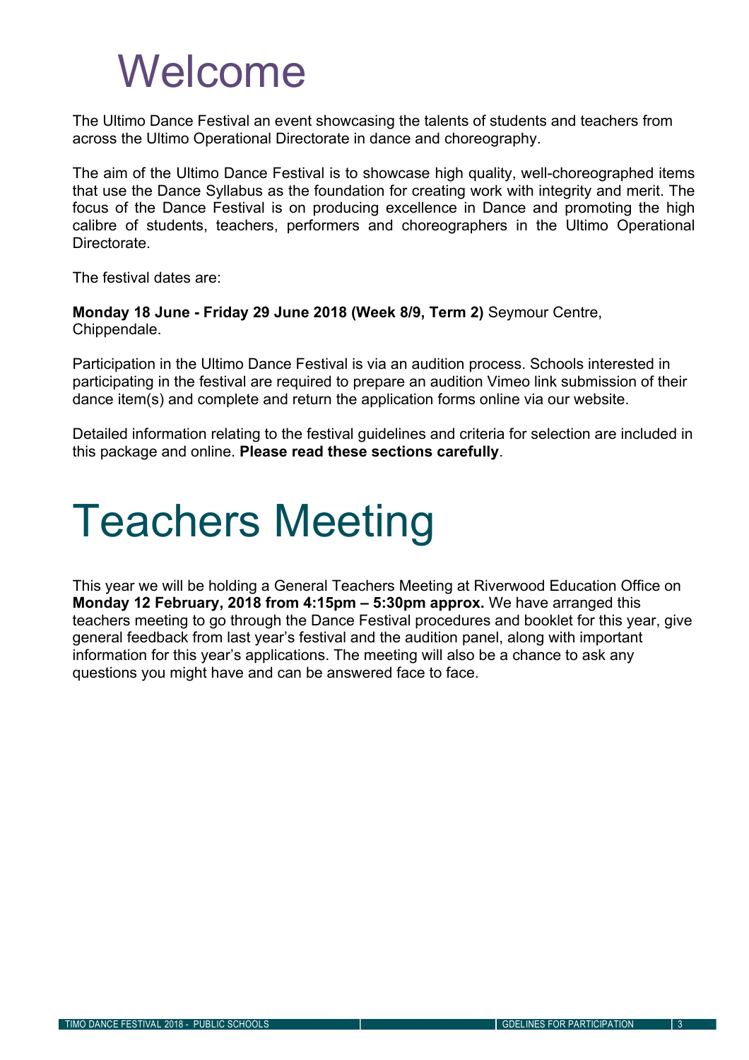# Welcome

The Ultimo Dance Festival an event showcasing the talents of students and teachers from across the Ultimo Operational Directorate in dance and choreography.

The aim of the Ultimo Dance Festival is to showcase high quality, well-choreographed items that use the Dance Syllabus as the foundation for creating work with integrity and merit. The focus of the Dance Festival is on producing excellence in Dance and promoting the high calibre of students, teachers, performers and choreographers in the Ultimo Operational Directorate.

The festival dates are:

**Monday 18 June - Friday 29 June 2018 (Week 8/9, Term 2)** Seymour Centre, Chippendale.

Participation in the Ultimo Dance Festival is via an audition process. Schools interested in participating in the festival are required to prepare an audition Vimeo link submission of their dance item(s) and complete and return the application forms online via our website.

Detailed information relating to the festival guidelines and criteria for selection are included in this package and online. **Please read these sections carefully**.

# Teachers Meeting

This year we will be holding a General Teachers Meeting at Riverwood Education Office on **Monday 12 February, 2018 from 4:15pm – 5:30pm approx.** We have arranged this teachers meeting to go through the Dance Festival procedures and booklet for this year, give general feedback from last year's festival and the audition panel, along with important information for this year's applications. The meeting will also be a chance to ask any questions you might have and can be answered face to face.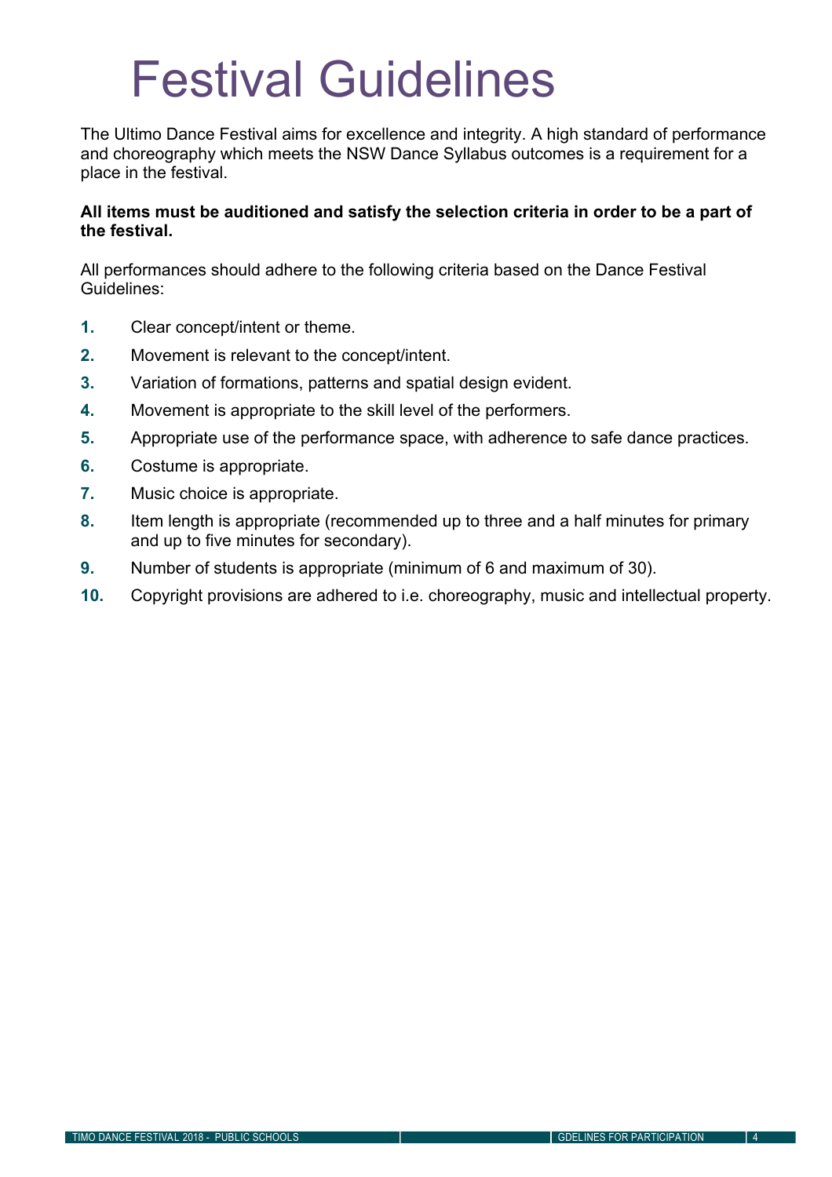# Festival Guidelines

The Ultimo Dance Festival aims for excellence and integrity. A high standard of performance and choreography which meets the NSW Dance Syllabus outcomes is a requirement for a place in the festival.

**All items must be auditioned and satisfy the selection criteria in order to be a part of the festival.**

All performances should adhere to the following criteria based on the Dance Festival Guidelines:

1. Clear concept/intent or theme.
2. Movement is relevant to the concept/intent.
3. Variation of formations, patterns and spatial design evident.
4. Movement is appropriate to the skill level of the performers.
5. Appropriate use of the performance space, with adherence to safe dance practices.
6. Costume is appropriate.
7. Music choice is appropriate.
8. Item length is appropriate (recommended up to three and a half minutes for primary and up to five minutes for secondary).
9. Number of students is appropriate (minimum of 6 and maximum of 30).
10. Copyright provisions are adhered to i.e. choreography, music and intellectual property.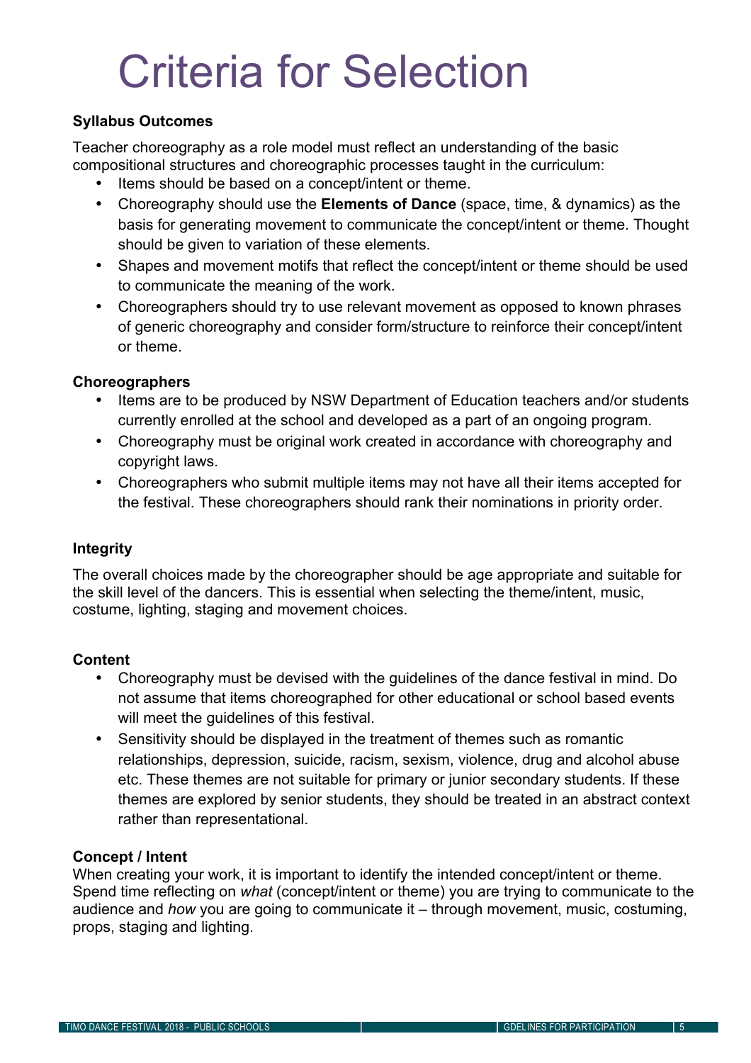# Criteria for Selection

**Syllabus Outcomes**

Teacher choreography as a role model must reflect an understanding of the basic compositional structures and choreographic processes taught in the curriculum:

- Items should be based on a concept/intent or theme.
- Choreography should use the **Elements of Dance** (space, time, & dynamics) as the basis for generating movement to communicate the concept/intent or theme. Thought should be given to variation of these elements.
- Shapes and movement motifs that reflect the concept/intent or theme should be used to communicate the meaning of the work.
- Choreographers should try to use relevant movement as opposed to known phrases of generic choreography and consider form/structure to reinforce their concept/intent or theme.

**Choreographers**

- Items are to be produced by NSW Department of Education teachers and/or students currently enrolled at the school and developed as a part of an ongoing program.
- Choreography must be original work created in accordance with choreography and copyright laws.
- Choreographers who submit multiple items may not have all their items accepted for the festival. These choreographers should rank their nominations in priority order.

**Integrity**

The overall choices made by the choreographer should be age appropriate and suitable for the skill level of the dancers. This is essential when selecting the theme/intent, music, costume, lighting, staging and movement choices.

**Content**

- Choreography must be devised with the guidelines of the dance festival in mind. Do not assume that items choreographed for other educational or school based events will meet the guidelines of this festival.
- Sensitivity should be displayed in the treatment of themes such as romantic relationships, depression, suicide, racism, sexism, violence, drug and alcohol abuse etc. These themes are not suitable for primary or junior secondary students. If these themes are explored by senior students, they should be treated in an abstract context rather than representational.

**Concept / Intent**

When creating your work, it is important to identify the intended concept/intent or theme. Spend time reflecting on *what* (concept/intent or theme) you are trying to communicate to the audience and *how* you are going to communicate it – through movement, music, costuming, props, staging and lighting.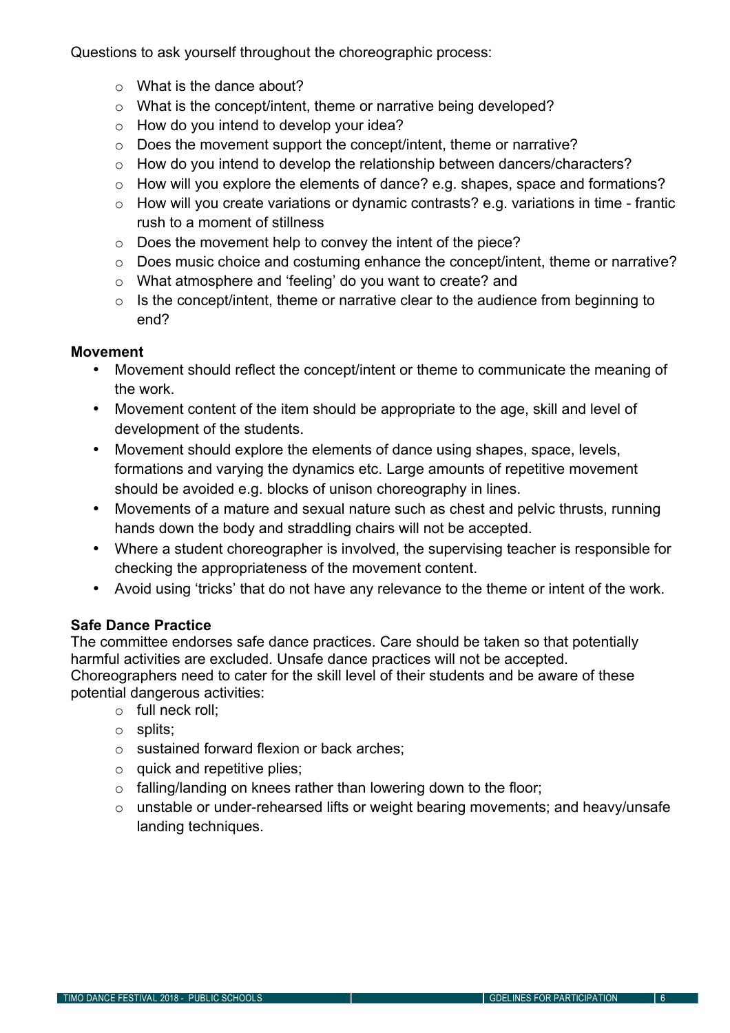Questions to ask yourself throughout the choreographic process:

- What is the dance about?
- What is the concept/intent, theme or narrative being developed?
- How do you intend to develop your idea?
- Does the movement support the concept/intent, theme or narrative?
- How do you intend to develop the relationship between dancers/characters?
- How will you explore the elements of dance? e.g. shapes, space and formations?
- How will you create variations or dynamic contrasts? e.g. variations in time - frantic rush to a moment of stillness
- Does the movement help to convey the intent of the piece?
- Does music choice and costuming enhance the concept/intent, theme or narrative?
- What atmosphere and 'feeling' do you want to create? and
- Is the concept/intent, theme or narrative clear to the audience from beginning to end?

**Movement**

- Movement should reflect the concept/intent or theme to communicate the meaning of the work.
- Movement content of the item should be appropriate to the age, skill and level of development of the students.
- Movement should explore the elements of dance using shapes, space, levels, formations and varying the dynamics etc. Large amounts of repetitive movement should be avoided e.g. blocks of unison choreography in lines.
- Movements of a mature and sexual nature such as chest and pelvic thrusts, running hands down the body and straddling chairs will not be accepted.
- Where a student choreographer is involved, the supervising teacher is responsible for checking the appropriateness of the movement content.
- Avoid using 'tricks' that do not have any relevance to the theme or intent of the work.

**Safe Dance Practice**

The committee endorses safe dance practices. Care should be taken so that potentially harmful activities are excluded. Unsafe dance practices will not be accepted. Choreographers need to cater for the skill level of their students and be aware of these potential dangerous activities:

- full neck roll;
- splits;
- sustained forward flexion or back arches;
- quick and repetitive plies;
- falling/landing on knees rather than lowering down to the floor;
- unstable or under-rehearsed lifts or weight bearing movements; and heavy/unsafe landing techniques.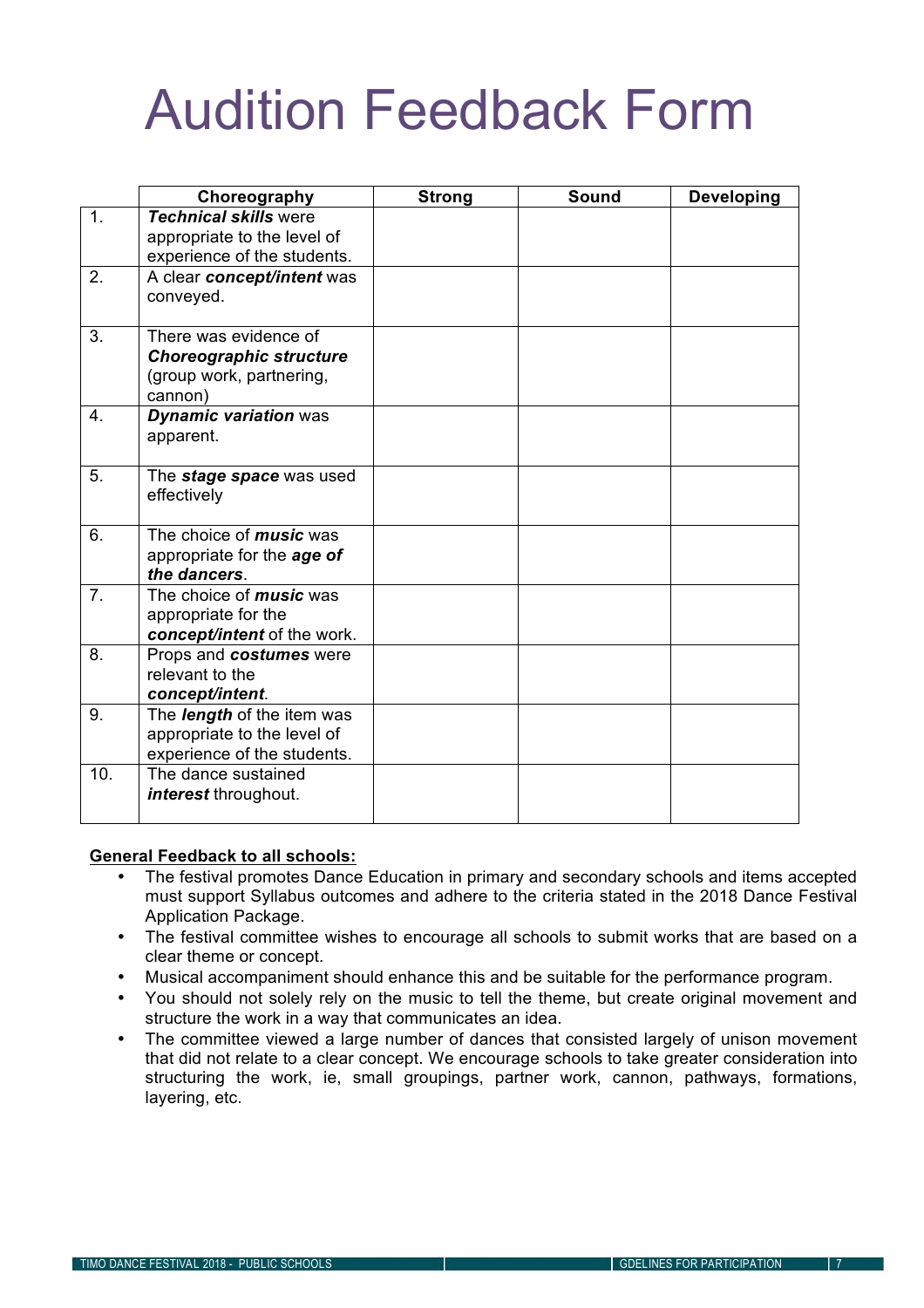# Audition Feedback Form

| | Choreography | Strong | Sound | Developing |
|---|---|---|---|---|
| 1. | ***Technical skills*** were appropriate to the level of experience of the students. | | | |
| 2. | A clear ***concept/intent*** was conveyed. | | | |
| 3. | There was evidence of ***Choreographic structure*** (group work, partnering, cannon) | | | |
| 4. | ***Dynamic variation*** was apparent. | | | |
| 5. | The ***stage space*** was used effectively | | | |
| 6. | The choice of ***music*** was appropriate for the ***age of the dancers***. | | | |
| 7. | The choice of ***music*** was appropriate for the ***concept/intent*** of the work. | | | |
| 8. | Props and ***costumes*** were relevant to the ***concept/intent***. | | | |
| 9. | The ***length*** of the item was appropriate to the level of experience of the students. | | | |
| 10. | The dance sustained ***interest*** throughout. | | | |

**General Feedback to all schools:**

- The festival promotes Dance Education in primary and secondary schools and items accepted must support Syllabus outcomes and adhere to the criteria stated in the 2018 Dance Festival Application Package.
- The festival committee wishes to encourage all schools to submit works that are based on a clear theme or concept.
- Musical accompaniment should enhance this and be suitable for the performance program.
- You should not solely rely on the music to tell the theme, but create original movement and structure the work in a way that communicates an idea.
- The committee viewed a large number of dances that consisted largely of unison movement that did not relate to a clear concept. We encourage schools to take greater consideration into structuring the work, ie, small groupings, partner work, cannon, pathways, formations, layering, etc.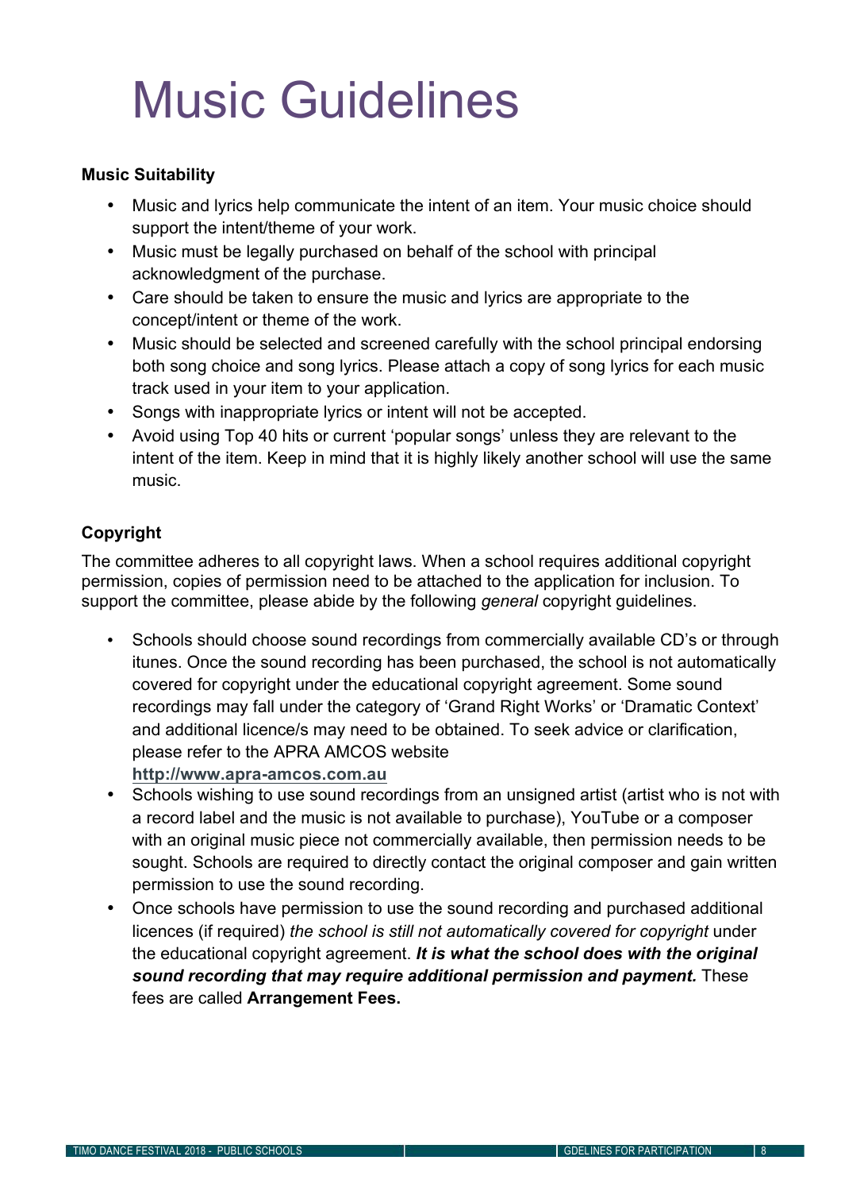# Music Guidelines

**Music Suitability**

- Music and lyrics help communicate the intent of an item. Your music choice should support the intent/theme of your work.
- Music must be legally purchased on behalf of the school with principal acknowledgment of the purchase.
- Care should be taken to ensure the music and lyrics are appropriate to the concept/intent or theme of the work.
- Music should be selected and screened carefully with the school principal endorsing both song choice and song lyrics. Please attach a copy of song lyrics for each music track used in your item to your application.
- Songs with inappropriate lyrics or intent will not be accepted.
- Avoid using Top 40 hits or current 'popular songs' unless they are relevant to the intent of the item. Keep in mind that it is highly likely another school will use the same music.

**Copyright**

The committee adheres to all copyright laws. When a school requires additional copyright permission, copies of permission need to be attached to the application for inclusion. To support the committee, please abide by the following *general* copyright guidelines.

- Schools should choose sound recordings from commercially available CD's or through itunes. Once the sound recording has been purchased, the school is not automatically covered for copyright under the educational copyright agreement. Some sound recordings may fall under the category of 'Grand Right Works' or 'Dramatic Context' and additional licence/s may need to be obtained. To seek advice or clarification, please refer to the APRA AMCOS website **http://www.apra-amcos.com.au**
- Schools wishing to use sound recordings from an unsigned artist (artist who is not with a record label and the music is not available to purchase), YouTube or a composer with an original music piece not commercially available, then permission needs to be sought. Schools are required to directly contact the original composer and gain written permission to use the sound recording.
- Once schools have permission to use the sound recording and purchased additional licences (if required) *the school is still not automatically covered for copyright* under the educational copyright agreement. ***It is what the school does with the original sound recording that may require additional permission and payment.*** These fees are called **Arrangement Fees.**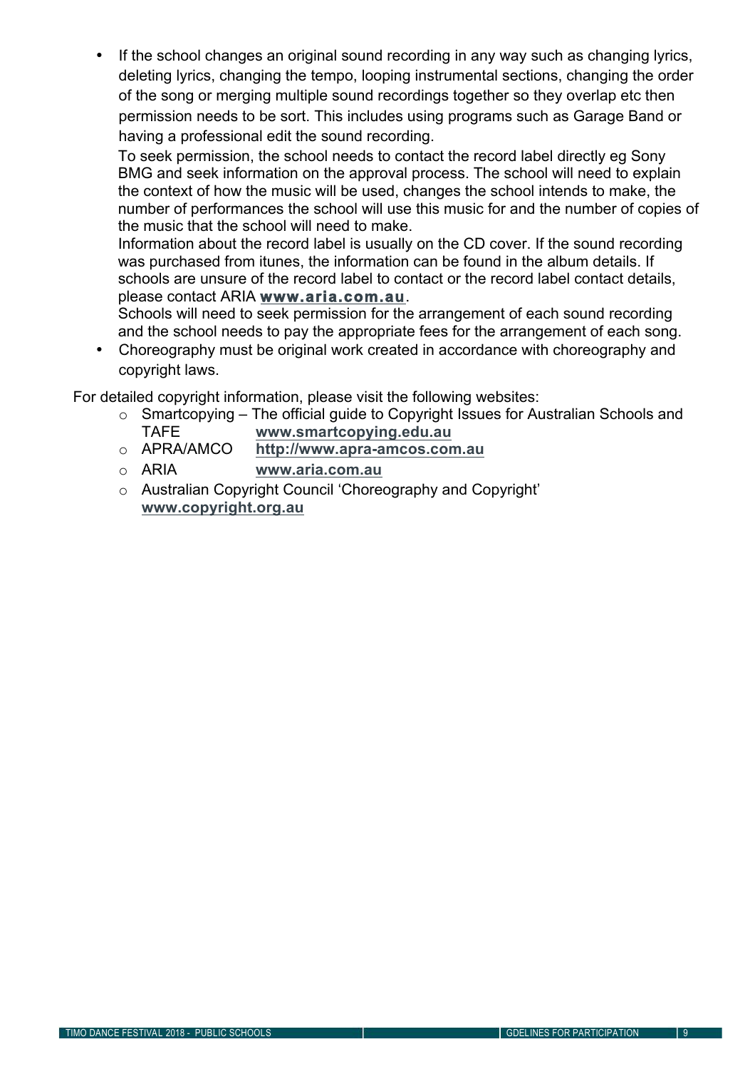- If the school changes an original sound recording in any way such as changing lyrics, deleting lyrics, changing the tempo, looping instrumental sections, changing the order of the song or merging multiple sound recordings together so they overlap etc then permission needs to be sort. This includes using programs such as Garage Band or having a professional edit the sound recording.

  To seek permission, the school needs to contact the record label directly eg Sony BMG and seek information on the approval process. The school will need to explain the context of how the music will be used, changes the school intends to make, the number of performances the school will use this music for and the number of copies of the music that the school will need to make.

  Information about the record label is usually on the CD cover. If the sound recording was purchased from itunes, the information can be found in the album details. If schools are unsure of the record label to contact or the record label contact details, please contact ARIA **www.aria.com.au**.

  Schools will need to seek permission for the arrangement of each sound recording and the school needs to pay the appropriate fees for the arrangement of each song.
- Choreography must be original work created in accordance with choreography and copyright laws.

For detailed copyright information, please visit the following websites:

- Smartcopying – The official guide to Copyright Issues for Australian Schools and TAFE **www.smartcopying.edu.au**
- APRA/AMCO **http://www.apra-amcos.com.au**
- ARIA **www.aria.com.au**
- Australian Copyright Council 'Choreography and Copyright' **www.copyright.org.au**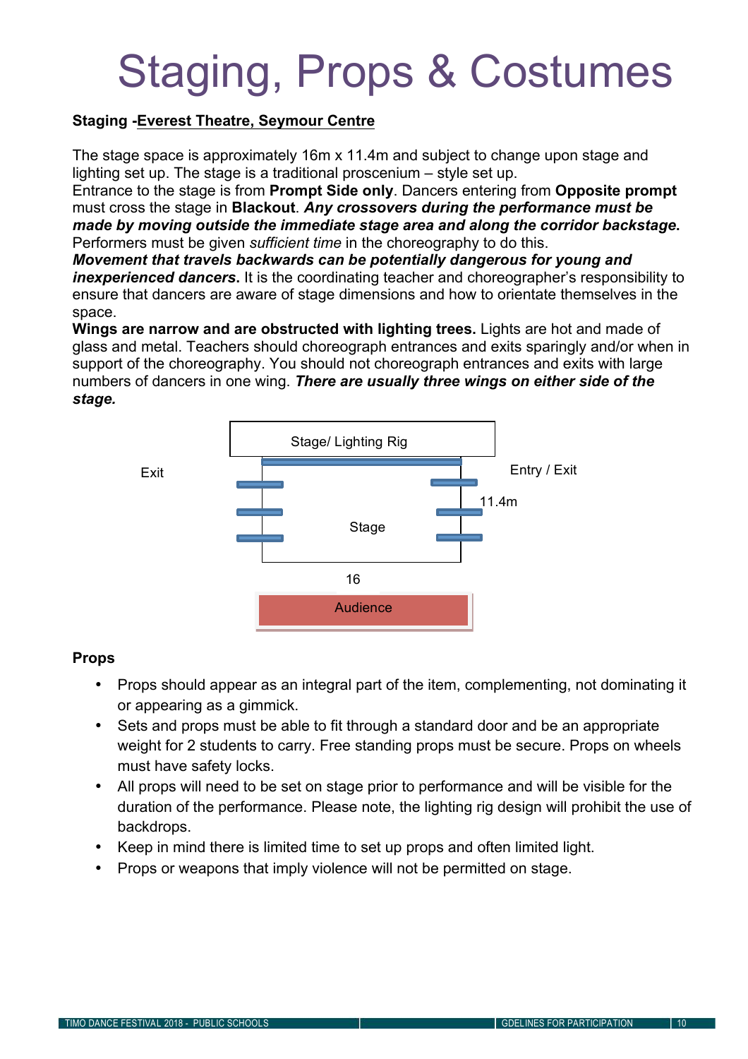# Staging, Props & Costumes

**Staging -Everest Theatre, Seymour Centre**

The stage space is approximately 16m x 11.4m and subject to change upon stage and lighting set up. The stage is a traditional proscenium – style set up.
Entrance to the stage is from **Prompt Side only**. Dancers entering from **Opposite prompt** must cross the stage in **Blackout**. ***Any crossovers during the performance must be made by moving outside the immediate stage area and along the corridor backstage***. Performers must be given *sufficient time* in the choreography to do this.
***Movement that travels backwards can be potentially dangerous for young and inexperienced dancers***. It is the coordinating teacher and choreographer's responsibility to ensure that dancers are aware of stage dimensions and how to orientate themselves in the space.
**Wings are narrow and are obstructed with lighting trees.** Lights are hot and made of glass and metal. Teachers should choreograph entrances and exits sparingly and/or when in support of the choreography. You should not choreograph entrances and exits with large numbers of dancers in one wing. ***There are usually three wings on either side of the stage.***

Stage/ Lighting Rig

Exit

Entry / Exit

11.4m

Stage

16

Audience

**Props**

- Props should appear as an integral part of the item, complementing, not dominating it or appearing as a gimmick.
- Sets and props must be able to fit through a standard door and be an appropriate weight for 2 students to carry. Free standing props must be secure. Props on wheels must have safety locks.
- All props will need to be set on stage prior to performance and will be visible for the duration of the performance. Please note, the lighting rig design will prohibit the use of backdrops.
- Keep in mind there is limited time to set up props and often limited light.
- Props or weapons that imply violence will not be permitted on stage.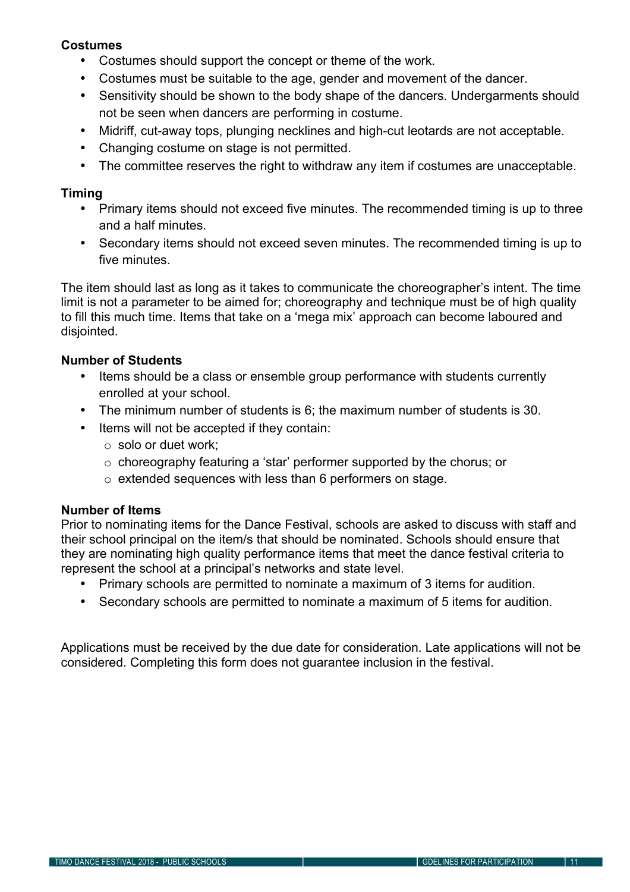**Costumes**

- Costumes should support the concept or theme of the work.
- Costumes must be suitable to the age, gender and movement of the dancer.
- Sensitivity should be shown to the body shape of the dancers. Undergarments should not be seen when dancers are performing in costume.
- Midriff, cut-away tops, plunging necklines and high-cut leotards are not acceptable.
- Changing costume on stage is not permitted.
- The committee reserves the right to withdraw any item if costumes are unacceptable.

**Timing**

- Primary items should not exceed five minutes. The recommended timing is up to three and a half minutes.
- Secondary items should not exceed seven minutes. The recommended timing is up to five minutes.

The item should last as long as it takes to communicate the choreographer's intent. The time limit is not a parameter to be aimed for; choreography and technique must be of high quality to fill this much time. Items that take on a 'mega mix' approach can become laboured and disjointed.

**Number of Students**

- Items should be a class or ensemble group performance with students currently enrolled at your school.
- The minimum number of students is 6; the maximum number of students is 30.
- Items will not be accepted if they contain:
  - solo or duet work;
  - choreography featuring a 'star' performer supported by the chorus; or
  - extended sequences with less than 6 performers on stage.

**Number of Items**

Prior to nominating items for the Dance Festival, schools are asked to discuss with staff and their school principal on the item/s that should be nominated. Schools should ensure that they are nominating high quality performance items that meet the dance festival criteria to represent the school at a principal's networks and state level.

- Primary schools are permitted to nominate a maximum of 3 items for audition.
- Secondary schools are permitted to nominate a maximum of 5 items for audition.

Applications must be received by the due date for consideration. Late applications will not be considered. Completing this form does not guarantee inclusion in the festival.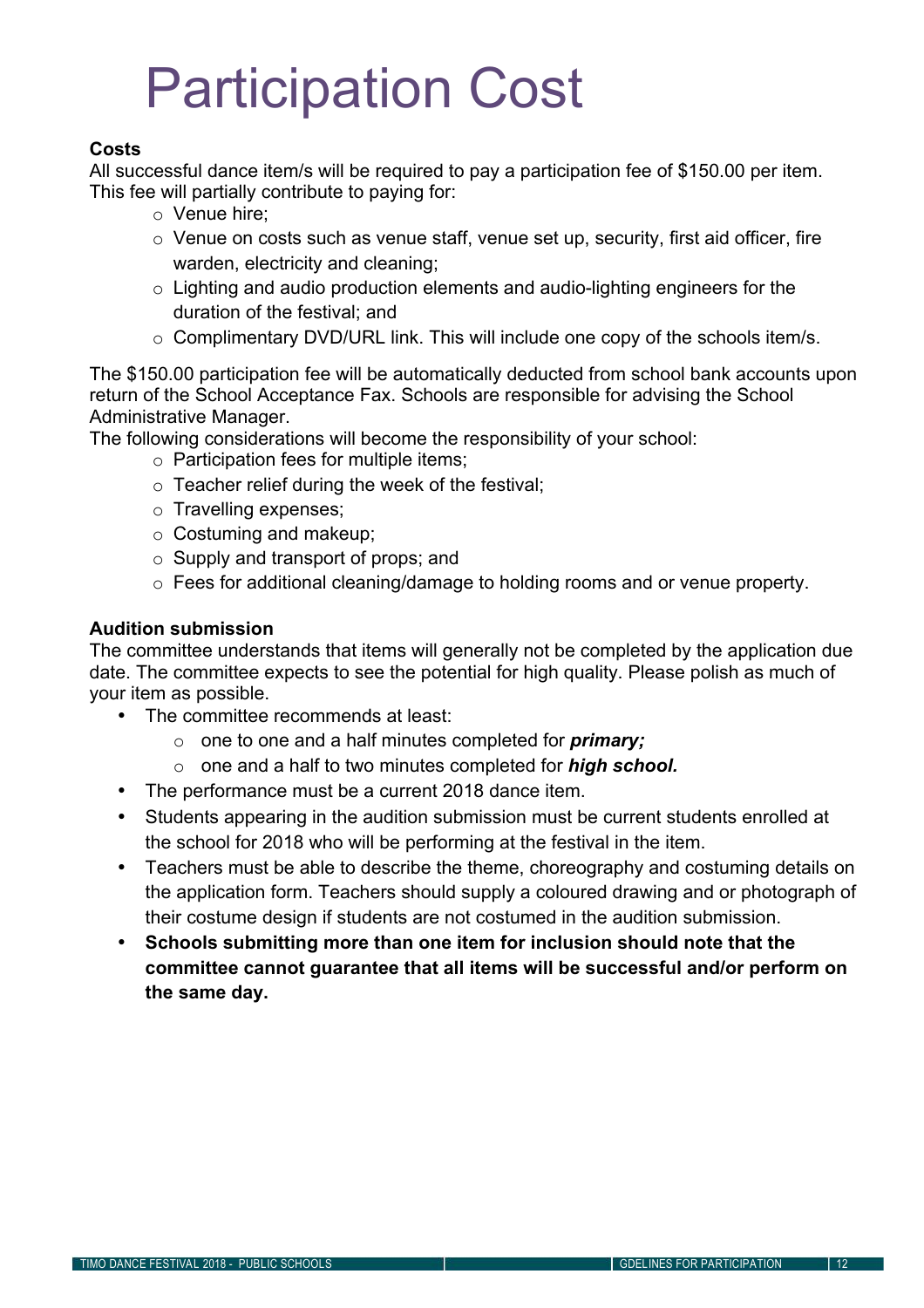# Participation Cost

**Costs**

All successful dance item/s will be required to pay a participation fee of $150.00 per item. This fee will partially contribute to paying for:

- Venue hire;
- Venue on costs such as venue staff, venue set up, security, first aid officer, fire warden, electricity and cleaning;
- Lighting and audio production elements and audio-lighting engineers for the duration of the festival; and
- Complimentary DVD/URL link. This will include one copy of the schools item/s.

The $150.00 participation fee will be automatically deducted from school bank accounts upon return of the School Acceptance Fax. Schools are responsible for advising the School Administrative Manager.

The following considerations will become the responsibility of your school:

- Participation fees for multiple items;
- Teacher relief during the week of the festival;
- Travelling expenses;
- Costuming and makeup;
- Supply and transport of props; and
- Fees for additional cleaning/damage to holding rooms and or venue property.

**Audition submission**

The committee understands that items will generally not be completed by the application due date. The committee expects to see the potential for high quality. Please polish as much of your item as possible.

- The committee recommends at least:
  - one to one and a half minutes completed for ***primary;***
  - one and a half to two minutes completed for ***high school.***
- The performance must be a current 2018 dance item.
- Students appearing in the audition submission must be current students enrolled at the school for 2018 who will be performing at the festival in the item.
- Teachers must be able to describe the theme, choreography and costuming details on the application form. Teachers should supply a coloured drawing and or photograph of their costume design if students are not costumed in the audition submission.
- **Schools submitting more than one item for inclusion should note that the committee cannot guarantee that all items will be successful and/or perform on the same day.**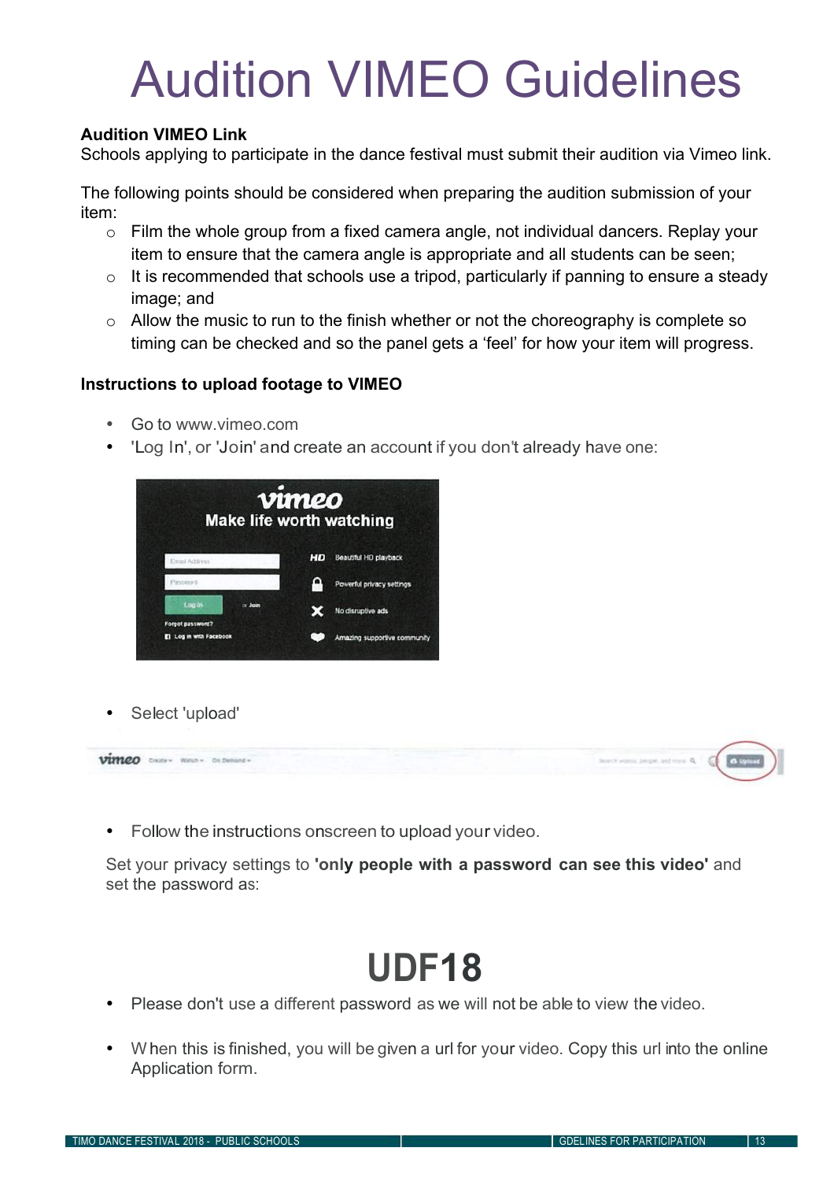# Audition VIMEO Guidelines

**Audition VIMEO Link**
Schools applying to participate in the dance festival must submit their audition via Vimeo link.

The following points should be considered when preparing the audition submission of your item:

- Film the whole group from a fixed camera angle, not individual dancers. Replay your item to ensure that the camera angle is appropriate and all students can be seen;
- It is recommended that schools use a tripod, particularly if panning to ensure a steady image; and
- Allow the music to run to the finish whether or not the choreography is complete so timing can be checked and so the panel gets a 'feel' for how your item will progress.

**Instructions to upload footage to VIMEO**

- Go to www.vimeo.com
- 'Log In', or 'Join' and create an account if you don't already have one:
- Select 'upload'
- Follow the instructions onscreen to upload your video.

Set your privacy settings to **'only people with a password can see this video'** and set the password as:

# UDF18

- Please don't use a different password as we will not be able to view the video.
- When this is finished, you will be given a url for your video. Copy this url into the online Application form.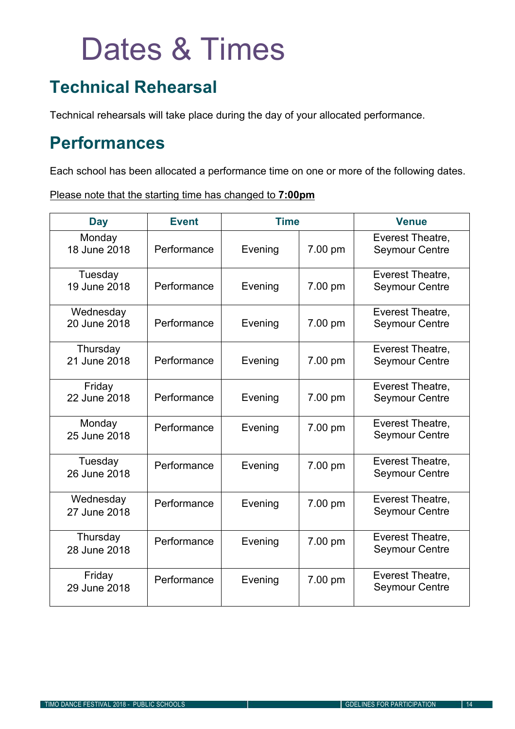# Dates & Times

## Technical Rehearsal

Technical rehearsals will take place during the day of your allocated performance.

## Performances

Each school has been allocated a performance time on one or more of the following dates.

Please note that the starting time has changed to **7:00pm**

| Day | Event | Time | | Venue |
|---|---|---|---|---|
| Monday 18 June 2018 | Performance | Evening | 7.00 pm | Everest Theatre, Seymour Centre |
| Tuesday 19 June 2018 | Performance | Evening | 7.00 pm | Everest Theatre, Seymour Centre |
| Wednesday 20 June 2018 | Performance | Evening | 7.00 pm | Everest Theatre, Seymour Centre |
| Thursday 21 June 2018 | Performance | Evening | 7.00 pm | Everest Theatre, Seymour Centre |
| Friday 22 June 2018 | Performance | Evening | 7.00 pm | Everest Theatre, Seymour Centre |
| Monday 25 June 2018 | Performance | Evening | 7.00 pm | Everest Theatre, Seymour Centre |
| Tuesday 26 June 2018 | Performance | Evening | 7.00 pm | Everest Theatre, Seymour Centre |
| Wednesday 27 June 2018 | Performance | Evening | 7.00 pm | Everest Theatre, Seymour Centre |
| Thursday 28 June 2018 | Performance | Evening | 7.00 pm | Everest Theatre, Seymour Centre |
| Friday 29 June 2018 | Performance | Evening | 7.00 pm | Everest Theatre, Seymour Centre |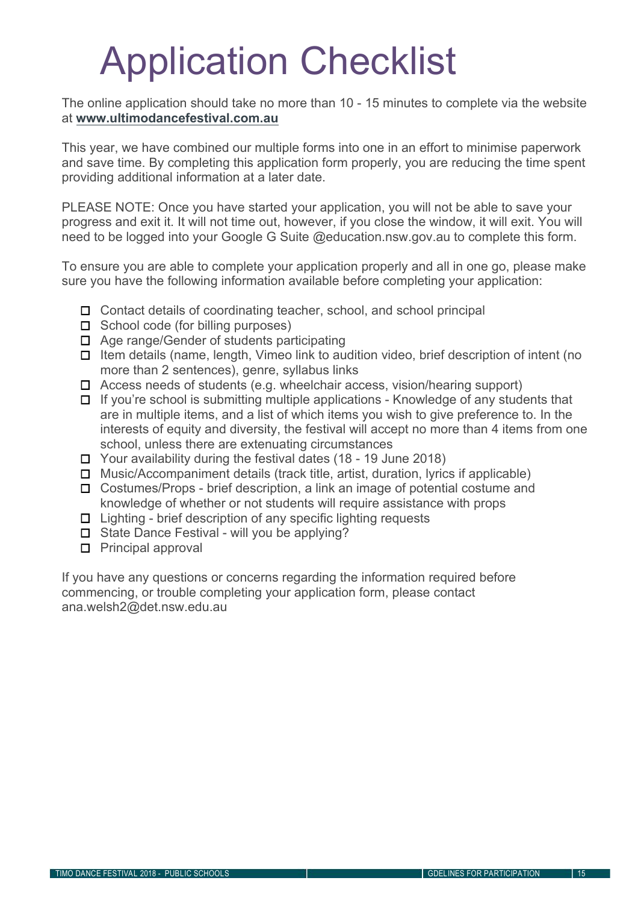# Application Checklist

The online application should take no more than 10 - 15 minutes to complete via the website at **www.ultimodancefestival.com.au**

This year, we have combined our multiple forms into one in an effort to minimise paperwork and save time. By completing this application form properly, you are reducing the time spent providing additional information at a later date.

PLEASE NOTE: Once you have started your application, you will not be able to save your progress and exit it. It will not time out, however, if you close the window, it will exit. You will need to be logged into your Google G Suite @education.nsw.gov.au to complete this form.

To ensure you are able to complete your application properly and all in one go, please make sure you have the following information available before completing your application:

- ☐ Contact details of coordinating teacher, school, and school principal
- ☐ School code (for billing purposes)
- ☐ Age range/Gender of students participating
- ☐ Item details (name, length, Vimeo link to audition video, brief description of intent (no more than 2 sentences), genre, syllabus links
- ☐ Access needs of students (e.g. wheelchair access, vision/hearing support)
- ☐ If you're school is submitting multiple applications - Knowledge of any students that are in multiple items, and a list of which items you wish to give preference to. In the interests of equity and diversity, the festival will accept no more than 4 items from one school, unless there are extenuating circumstances
- ☐ Your availability during the festival dates (18 - 19 June 2018)
- ☐ Music/Accompaniment details (track title, artist, duration, lyrics if applicable)
- ☐ Costumes/Props - brief description, a link an image of potential costume and knowledge of whether or not students will require assistance with props
- ☐ Lighting - brief description of any specific lighting requests
- ☐ State Dance Festival - will you be applying?
- ☐ Principal approval

If you have any questions or concerns regarding the information required before commencing, or trouble completing your application form, please contact ana.welsh2@det.nsw.edu.au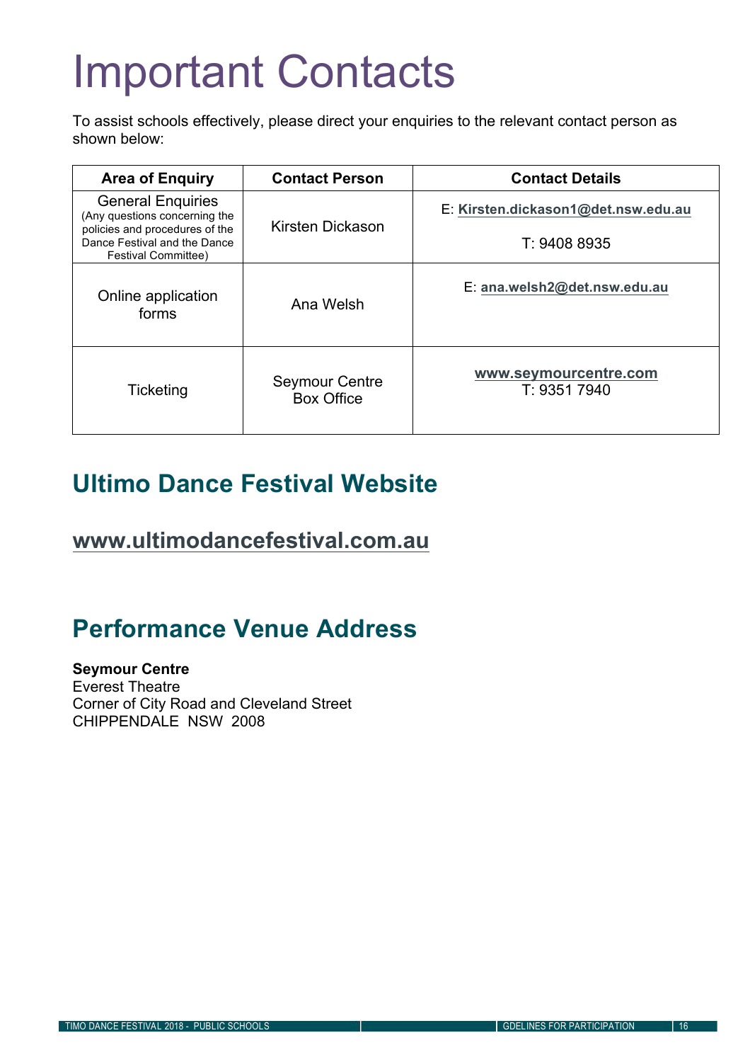# Important Contacts

To assist schools effectively, please direct your enquiries to the relevant contact person as shown below:

| Area of Enquiry | Contact Person | Contact Details |
|---|---|---|
| General Enquiries (Any questions concerning the policies and procedures of the Dance Festival and the Dance Festival Committee) | Kirsten Dickason | E: **Kirsten.dickason1@det.nsw.edu.au** T: 9408 8935 |
| Online application forms | Ana Welsh | E: **ana.welsh2@det.nsw.edu.au** |
| Ticketing | Seymour Centre Box Office | **www.seymourcentre.com** T: 9351 7940 |

## Ultimo Dance Festival Website

### www.ultimodancefestival.com.au

## Performance Venue Address

**Seymour Centre**
Everest Theatre
Corner of City Road and Cleveland Street
CHIPPENDALE NSW 2008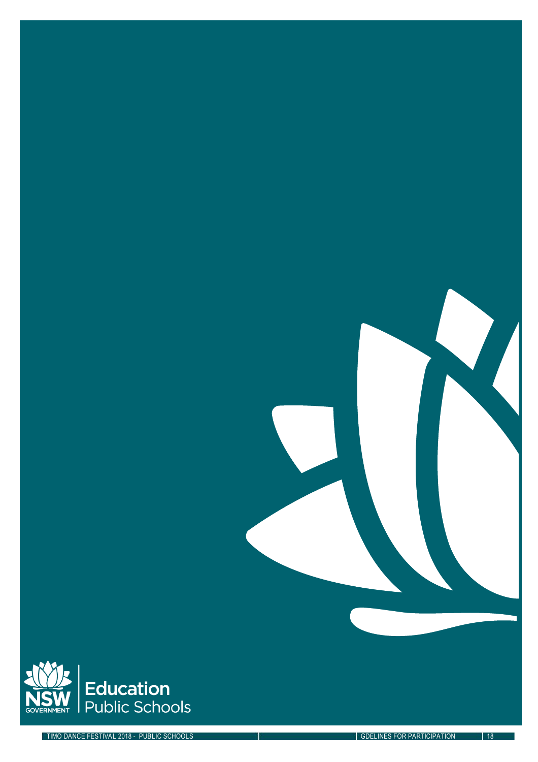Education
Public Schools

NSW GOVERNMENT